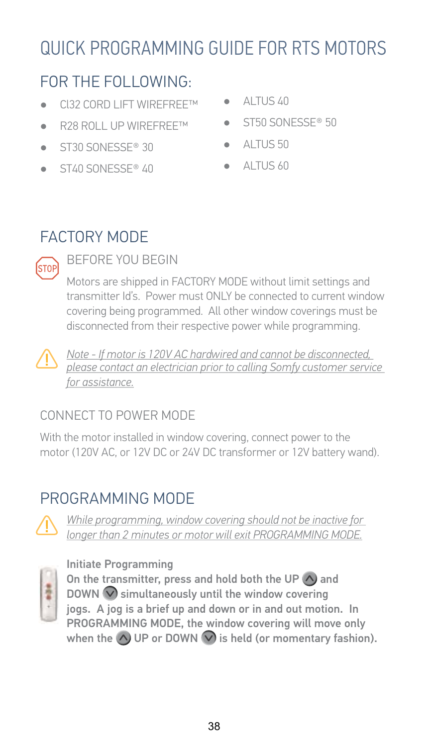# QUICK PROGRAMMING GUIDE FOR RTS MOTORS

## FOR THE FOLLOWING:

- Cl32 CORD LIFT WIREFREE™
- R28 ROLL UP WIREFREE™
- ST30 SONESSE® 30
- ST40 SONESSE® 40
- ALTUS 40
- ST50 SONESSE® 50
- ALTUS 50
- ALTUS 60

## FACTORY MODE

### BEFORE YOU BEGIN

Motors are shipped in FACTORY MODE without limit settings and transmitter Id's. Power must ONLY be connected to current window covering being programmed. All other window coverings must be disconnected from their respective power while programming.

*Note - If motor is 120V AC hardwired and cannot be disconnected, please contact an electrician prior to calling Somfy customer service for assistance.*

### CONNECT TO POWER MODE

With the motor installed in window covering, connect power to the motor (120V AC, or 12V DC or 24V DC transformer or 12V battery wand).

## PROGRAMMING MODE

*While programming, window covering should not be inactive for longer than 2 minutes or motor will exit PROGRAMMING MODE.*

**Initiate Programming**
**On the transmitter, press and hold both the UP and DOWN simultaneously until the window covering jogs. A jog is a brief up and down or in and out motion. In PROGRAMMING MODE, the window covering will move only when the UP or DOWN is held (or momentary fashion).**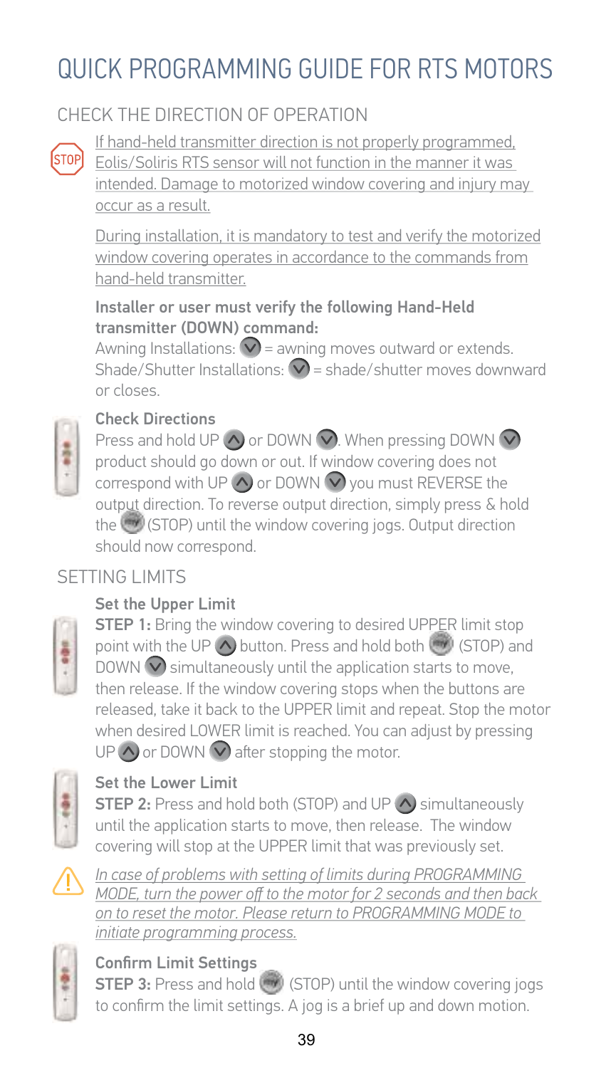# QUICK PROGRAMMING GUIDE FOR RTS MOTORS

## CHECK THE DIRECTION OF OPERATION

STOP

If hand-held transmitter direction is not properly programmed, Eolis/Soliris RTS sensor will not function in the manner it was intended. Damage to motorized window covering and injury may occur as a result.

During installation, it is mandatory to test and verify the motorized window covering operates in accordance to the commands from hand-held transmitter.

**Installer or user must verify the following Hand-Held transmitter (DOWN) command:**

Awning Installations: ⌄ = awning moves outward or extends.
Shade/Shutter Installations: ⌄ = shade/shutter moves downward or closes.

**Check Directions**

Press and hold UP ⌃ or DOWN ⌄. When pressing DOWN ⌄ product should go down or out. If window covering does not correspond with UP ⌃ or DOWN ⌄ you must REVERSE the output direction. To reverse output direction, simply press & hold the (STOP) until the window covering jogs. Output direction should now correspond.

## SETTING LIMITS

**Set the Upper Limit**

**STEP 1:** Bring the window covering to desired UPPER limit stop point with the UP ⌃ button. Press and hold both (STOP) and DOWN ⌄ simultaneously until the application starts to move, then release. If the window covering stops when the buttons are released, take it back to the UPPER limit and repeat. Stop the motor when desired LOWER limit is reached. You can adjust by pressing UP ⌃ or DOWN ⌄ after stopping the motor.

**Set the Lower Limit**

**STEP 2:** Press and hold both (STOP) and UP ⌃ simultaneously until the application starts to move, then release. The window covering will stop at the UPPER limit that was previously set.

⚠ *In case of problems with setting of limits during PROGRAMMING MODE, turn the power off to the motor for 2 seconds and then back on to reset the motor. Please return to PROGRAMMING MODE to initiate programming process.*

**Confirm Limit Settings**

**STEP 3:** Press and hold (STOP) until the window covering jogs to confirm the limit settings. A jog is a brief up and down motion.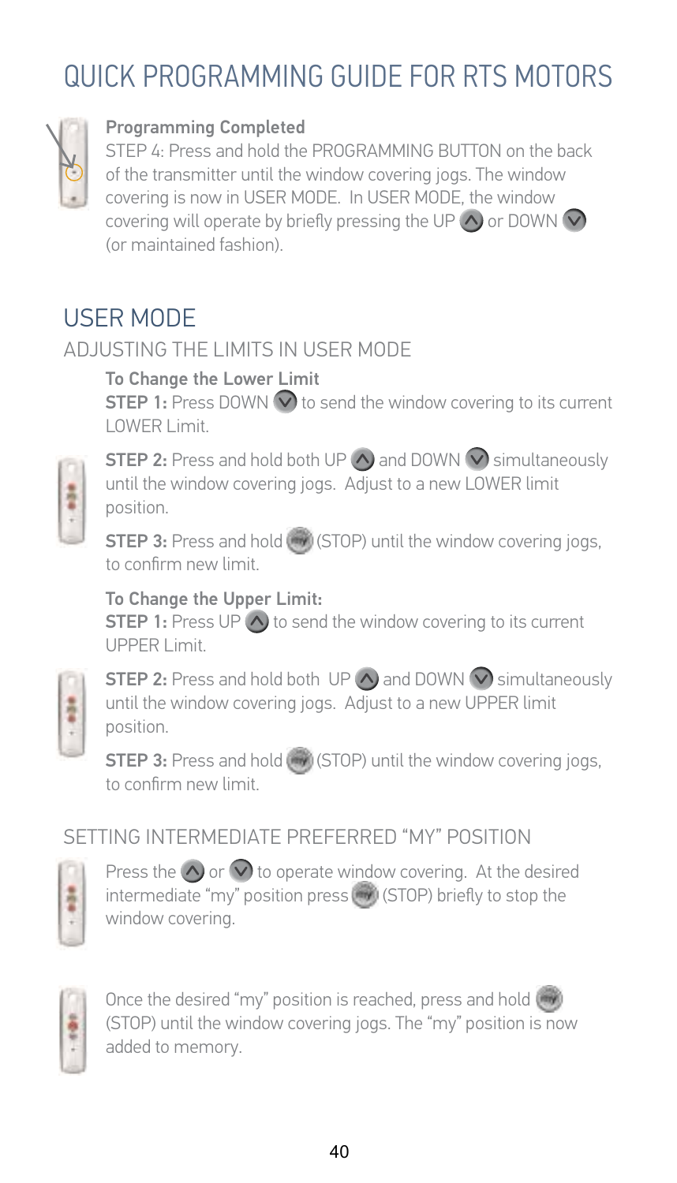# QUICK PROGRAMMING GUIDE FOR RTS MOTORS

**Programming Completed**

STEP 4: Press and hold the PROGRAMMING BUTTON on the back of the transmitter until the window covering jogs. The window covering is now in USER MODE. In USER MODE, the window covering will operate by briefly pressing the UP or DOWN (or maintained fashion).

## USER MODE

### ADJUSTING THE LIMITS IN USER MODE

**To Change the Lower Limit**

**STEP 1:** Press DOWN to send the window covering to its current LOWER Limit.

**STEP 2:** Press and hold both UP and DOWN simultaneously until the window covering jogs. Adjust to a new LOWER limit position.

**STEP 3:** Press and hold (STOP) until the window covering jogs, to confirm new limit.

**To Change the Upper Limit:**

**STEP 1:** Press UP to send the window covering to its current UPPER Limit.

**STEP 2:** Press and hold both UP and DOWN simultaneously until the window covering jogs. Adjust to a new UPPER limit position.

**STEP 3:** Press and hold (STOP) until the window covering jogs, to confirm new limit.

### SETTING INTERMEDIATE PREFERRED "MY" POSITION

Press the or to operate window covering. At the desired intermediate "my" position press (STOP) briefly to stop the window covering.

Once the desired "my" position is reached, press and hold (STOP) until the window covering jogs. The "my" position is now added to memory.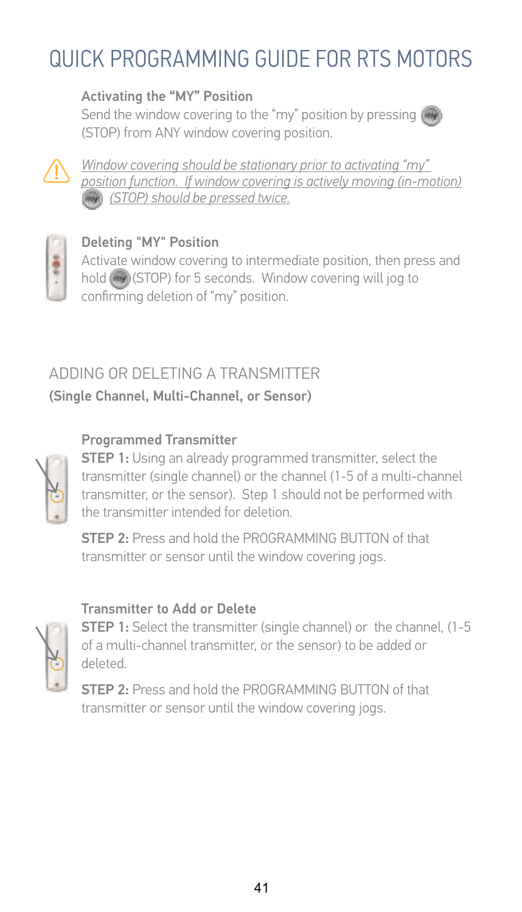# QUICK PROGRAMMING GUIDE FOR RTS MOTORS

**Activating the "MY" Position**

Send the window covering to the "my" position by pressing (STOP) from ANY window covering position.

*Window covering should be stationary prior to activating "my" position function. If window covering is actively moving (in-motion) (STOP) should be pressed twice.*

**Deleting "MY" Position**

Activate window covering to intermediate position, then press and hold (STOP) for 5 seconds. Window covering will jog to confirming deletion of "my" position.

## ADDING OR DELETING A TRANSMITTER

**(Single Channel, Multi-Channel, or Sensor)**

**Programmed Transmitter**

**STEP 1:** Using an already programmed transmitter, select the transmitter (single channel) or the channel (1-5 of a multi-channel transmitter, or the sensor). Step 1 should not be performed with the transmitter intended for deletion.

**STEP 2:** Press and hold the PROGRAMMING BUTTON of that transmitter or sensor until the window covering jogs.

**Transmitter to Add or Delete**

**STEP 1:** Select the transmitter (single channel) or the channel, (1-5 of a multi-channel transmitter, or the sensor) to be added or deleted.

**STEP 2:** Press and hold the PROGRAMMING BUTTON of that transmitter or sensor until the window covering jogs.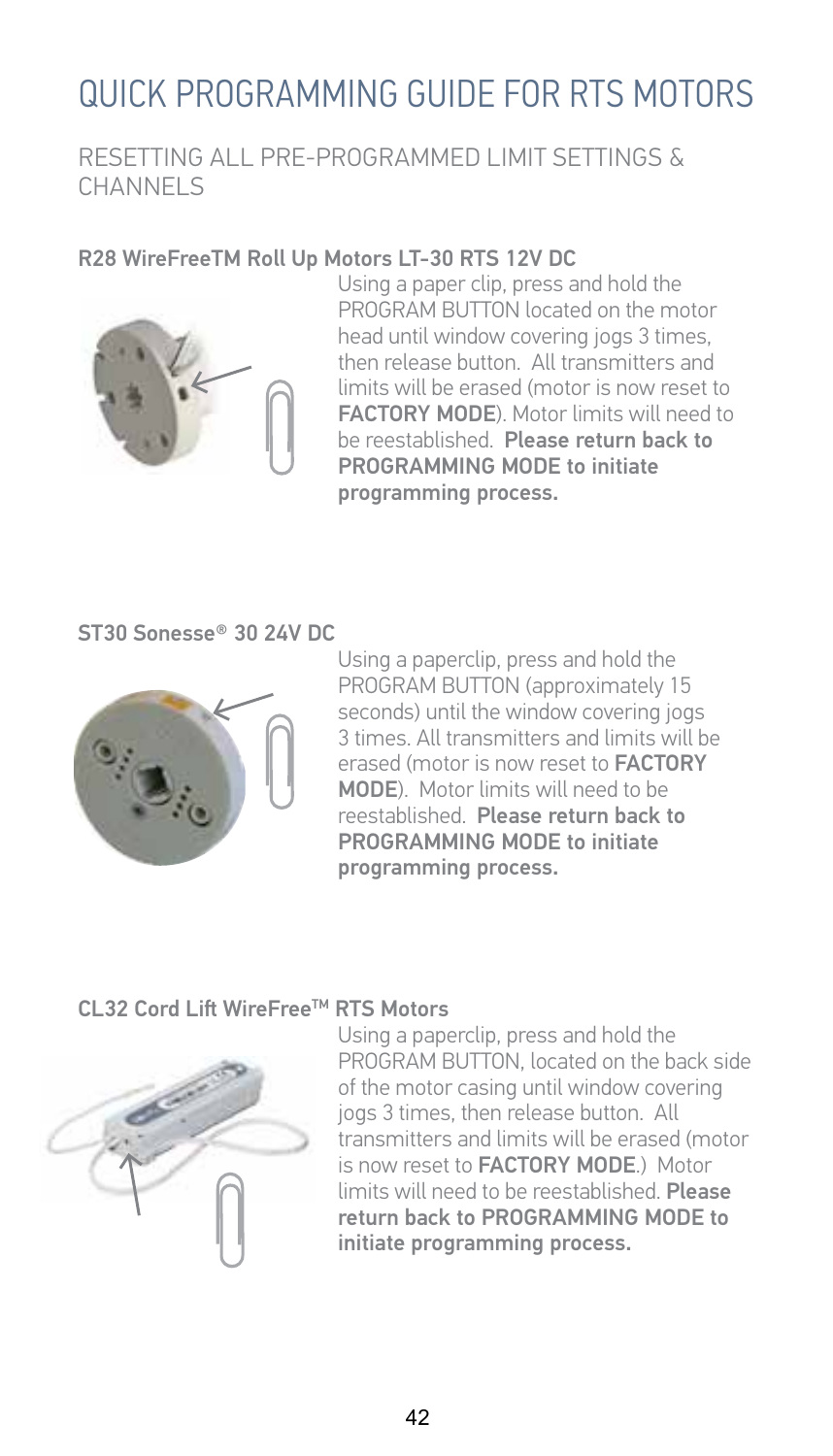# QUICK PROGRAMMING GUIDE FOR RTS MOTORS

## RESETTING ALL PRE-PROGRAMMED LIMIT SETTINGS & CHANNELS

### R28 WireFreeTM Roll Up Motors LT-30 RTS 12V DC

Using a paper clip, press and hold the PROGRAM BUTTON located on the motor head until window covering jogs 3 times, then release button. All transmitters and limits will be erased (motor is now reset to **FACTORY MODE**). Motor limits will need to be reestablished. **Please return back to PROGRAMMING MODE to initiate programming process.**

### ST30 Sonesse® 30 24V DC

Using a paperclip, press and hold the PROGRAM BUTTON (approximately 15 seconds) until the window covering jogs 3 times. All transmitters and limits will be erased (motor is now reset to **FACTORY MODE**). Motor limits will need to be reestablished. **Please return back to PROGRAMMING MODE to initiate programming process.**

### CL32 Cord Lift WireFree™ RTS Motors

Using a paperclip, press and hold the PROGRAM BUTTON, located on the back side of the motor casing until window covering jogs 3 times, then release button. All transmitters and limits will be erased (motor is now reset to **FACTORY MODE**.) Motor limits will need to be reestablished. **Please return back to PROGRAMMING MODE to initiate programming process.**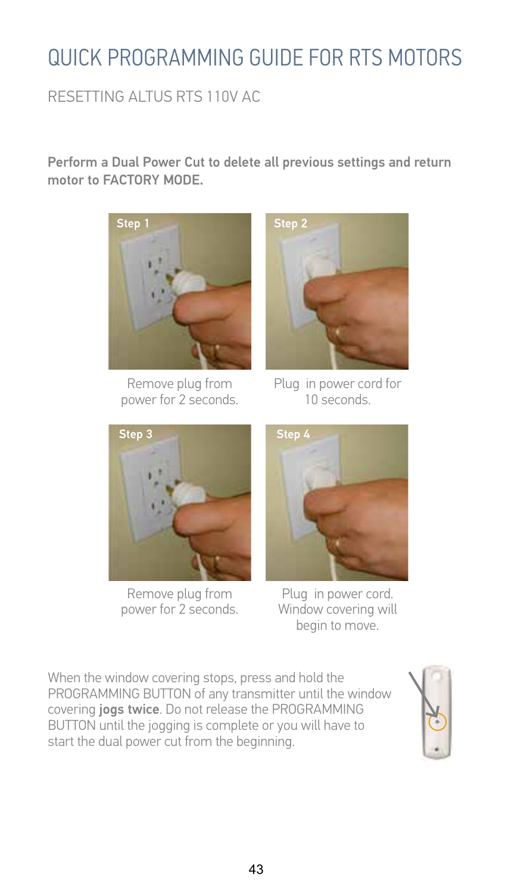# QUICK PROGRAMMING GUIDE FOR RTS MOTORS

## RESETTING ALTUS RTS 110V AC

**Perform a Dual Power Cut to delete all previous settings and return motor to FACTORY MODE.**

Step 1

Remove plug from power for 2 seconds.

Step 2

Plug in power cord for 10 seconds.

Step 3

Remove plug from power for 2 seconds.

Step 4

Plug in power cord. Window covering will begin to move.

When the window covering stops, press and hold the PROGRAMMING BUTTON of any transmitter until the window covering **jogs twice**. Do not release the PROGRAMMING BUTTON until the jogging is complete or you will have to start the dual power cut from the beginning.